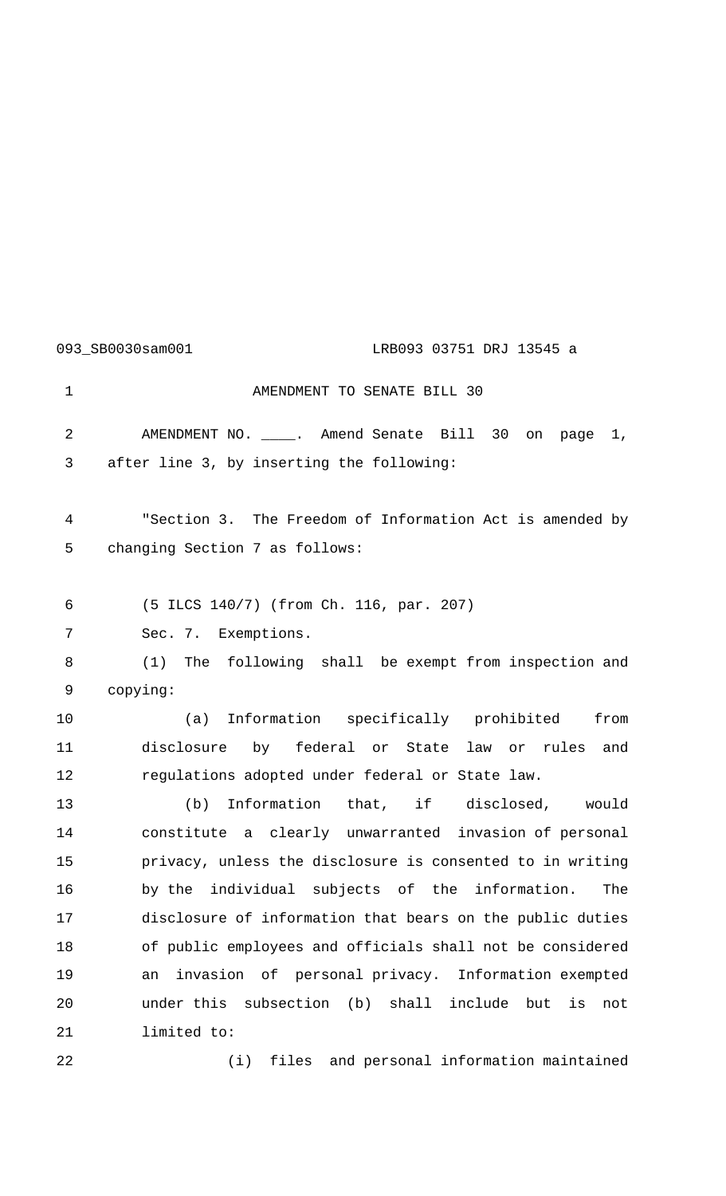# AMENDMENT TO SENATE BILL 30

AMENDMENT NO. ____. Amend Senate Bill 30 on page 1, after line 3, by inserting the following:

"Section 3. The Freedom of Information Act is amended by changing Section 7 as follows:

(5 ILCS 140/7) (from Ch. 116, par. 207)

Sec. 7. Exemptions.

(1) The following shall be exempt from inspection and copying:

(a) Information specifically prohibited from disclosure by federal or State law or rules and regulations adopted under federal or State law.

(b) Information that, if disclosed, would constitute a clearly unwarranted invasion of personal privacy, unless the disclosure is consented to in writing by the individual subjects of the information. The disclosure of information that bears on the public duties of public employees and officials shall not be considered an invasion of personal privacy. Information exempted under this subsection (b) shall include but is not limited to:

(i) files and personal information maintained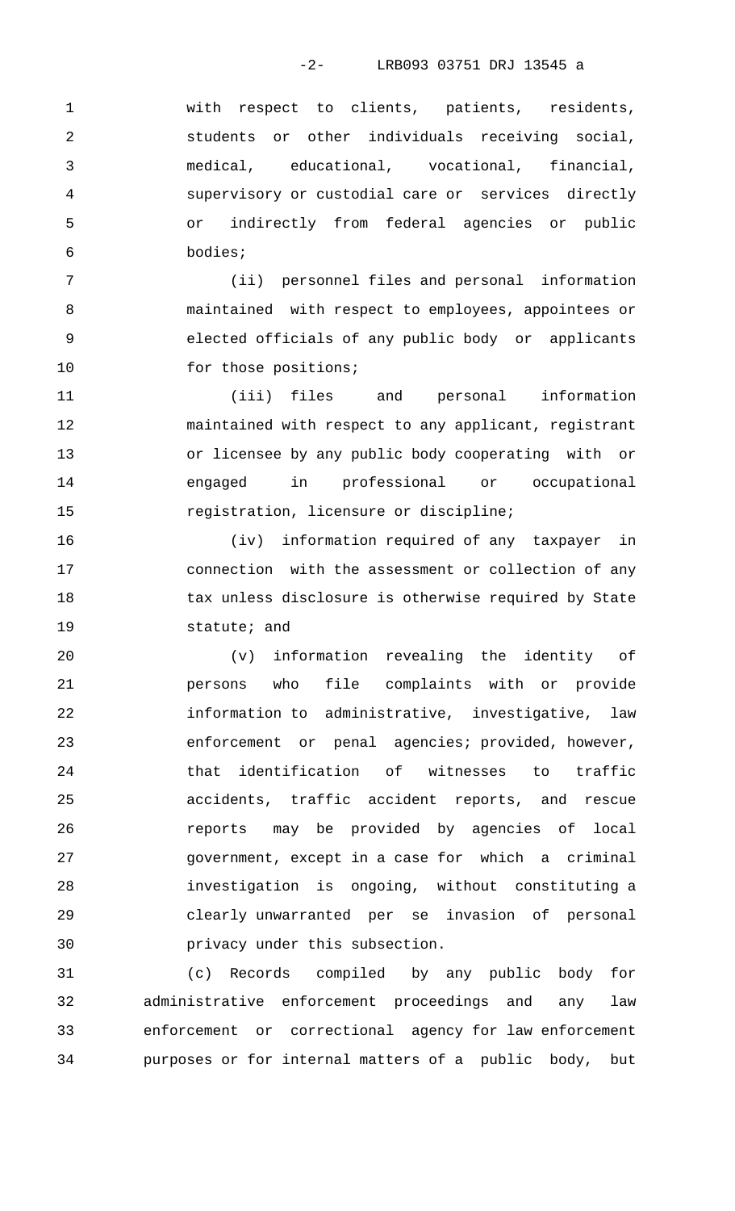with respect to clients, patients, residents, students or other individuals receiving social, medical, educational, vocational, financial, supervisory or custodial care or services directly or indirectly from federal agencies or public bodies;

(ii) personnel files and personal information maintained with respect to employees, appointees or elected officials of any public body or applicants for those positions;

(iii) files and personal information maintained with respect to any applicant, registrant or licensee by any public body cooperating with or engaged in professional or occupational registration, licensure or discipline;

(iv) information required of any taxpayer in connection with the assessment or collection of any tax unless disclosure is otherwise required by State statute; and

(v) information revealing the identity of persons who file complaints with or provide information to administrative, investigative, law enforcement or penal agencies; provided, however, that identification of witnesses to traffic accidents, traffic accident reports, and rescue reports may be provided by agencies of local government, except in a case for which a criminal investigation is ongoing, without constituting a clearly unwarranted per se invasion of personal privacy under this subsection.

(c) Records compiled by any public body for administrative enforcement proceedings and any law enforcement or correctional agency for law enforcement purposes or for internal matters of a public body, but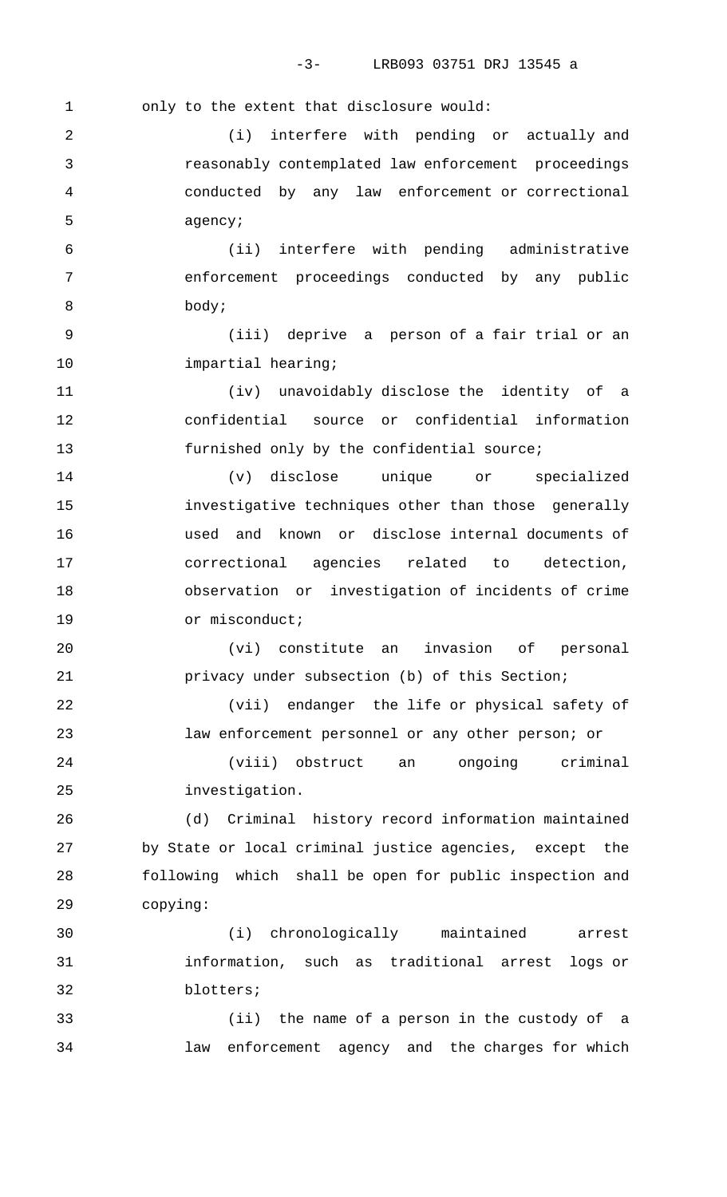only to the extent that disclosure would:

(i) interfere with pending or actually and reasonably contemplated law enforcement proceedings conducted by any law enforcement or correctional agency;

(ii) interfere with pending administrative enforcement proceedings conducted by any public body;

(iii) deprive a person of a fair trial or an impartial hearing;

(iv) unavoidably disclose the identity of a confidential source or confidential information furnished only by the confidential source;

(v) disclose unique or specialized investigative techniques other than those generally used and known or disclose internal documents of correctional agencies related to detection, observation or investigation of incidents of crime or misconduct;

(vi) constitute an invasion of personal privacy under subsection (b) of this Section;

(vii) endanger the life or physical safety of law enforcement personnel or any other person; or

(viii) obstruct an ongoing criminal investigation.

(d) Criminal history record information maintained by State or local criminal justice agencies, except the following which shall be open for public inspection and copying:

(i) chronologically maintained arrest information, such as traditional arrest logs or blotters;

(ii) the name of a person in the custody of a law enforcement agency and the charges for which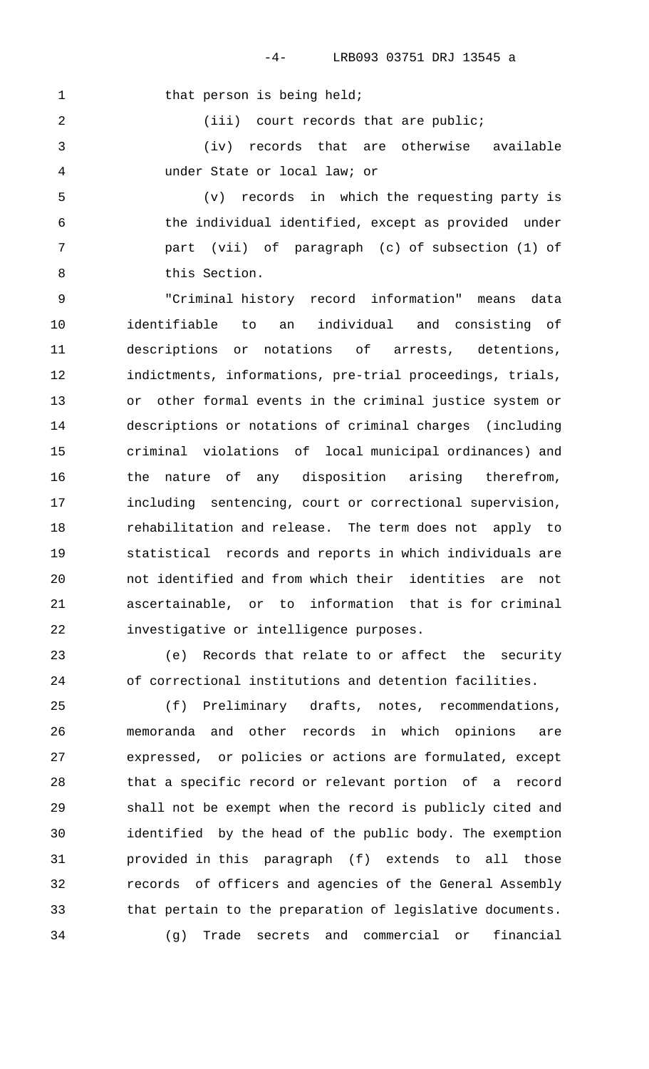that person is being held;

(iii) court records that are public;

(iv) records that are otherwise available under State or local law; or

(v) records in which the requesting party is the individual identified, except as provided under part (vii) of paragraph (c) of subsection (1) of this Section.

"Criminal history record information" means data identifiable to an individual and consisting of descriptions or notations of arrests, detentions, indictments, informations, pre-trial proceedings, trials, or other formal events in the criminal justice system or descriptions or notations of criminal charges (including criminal violations of local municipal ordinances) and the nature of any disposition arising therefrom, including sentencing, court or correctional supervision, rehabilitation and release. The term does not apply to statistical records and reports in which individuals are not identified and from which their identities are not ascertainable, or to information that is for criminal investigative or intelligence purposes.

(e) Records that relate to or affect the security of correctional institutions and detention facilities.

(f) Preliminary drafts, notes, recommendations, memoranda and other records in which opinions are expressed, or policies or actions are formulated, except that a specific record or relevant portion of a record shall not be exempt when the record is publicly cited and identified by the head of the public body. The exemption provided in this paragraph (f) extends to all those records of officers and agencies of the General Assembly that pertain to the preparation of legislative documents.

(g) Trade secrets and commercial or financial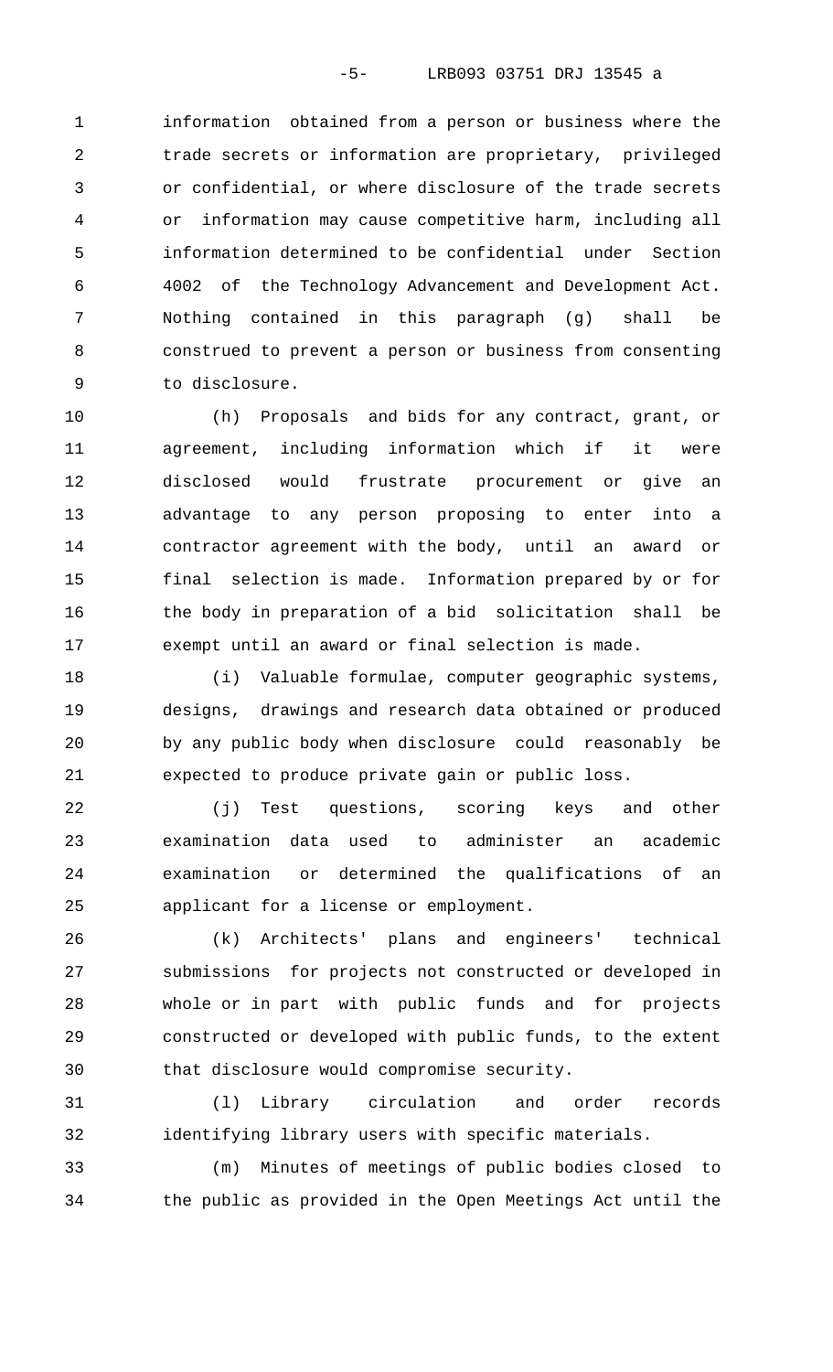information obtained from a person or business where the trade secrets or information are proprietary, privileged or confidential, or where disclosure of the trade secrets or information may cause competitive harm, including all information determined to be confidential under Section 4002 of the Technology Advancement and Development Act. Nothing contained in this paragraph (g) shall be construed to prevent a person or business from consenting to disclosure.

(h) Proposals and bids for any contract, grant, or agreement, including information which if it were disclosed would frustrate procurement or give an advantage to any person proposing to enter into a contractor agreement with the body, until an award or final selection is made. Information prepared by or for the body in preparation of a bid solicitation shall be exempt until an award or final selection is made.

(i) Valuable formulae, computer geographic systems, designs, drawings and research data obtained or produced by any public body when disclosure could reasonably be expected to produce private gain or public loss.

(j) Test questions, scoring keys and other examination data used to administer an academic examination or determined the qualifications of an applicant for a license or employment.

(k) Architects' plans and engineers' technical submissions for projects not constructed or developed in whole or in part with public funds and for projects constructed or developed with public funds, to the extent that disclosure would compromise security.

(l) Library circulation and order records identifying library users with specific materials.

(m) Minutes of meetings of public bodies closed to the public as provided in the Open Meetings Act until the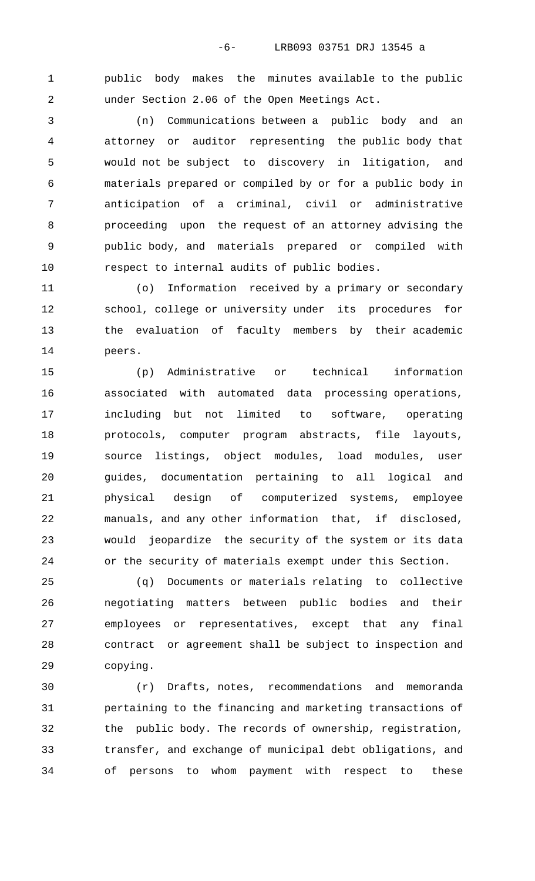public body makes the minutes available to the public under Section 2.06 of the Open Meetings Act.

(n) Communications between a public body and an attorney or auditor representing the public body that would not be subject to discovery in litigation, and materials prepared or compiled by or for a public body in anticipation of a criminal, civil or administrative proceeding upon the request of an attorney advising the public body, and materials prepared or compiled with respect to internal audits of public bodies.

(o) Information received by a primary or secondary school, college or university under its procedures for the evaluation of faculty members by their academic peers.

(p) Administrative or technical information associated with automated data processing operations, including but not limited to software, operating protocols, computer program abstracts, file layouts, source listings, object modules, load modules, user guides, documentation pertaining to all logical and physical design of computerized systems, employee manuals, and any other information that, if disclosed, would jeopardize the security of the system or its data or the security of materials exempt under this Section.

(q) Documents or materials relating to collective negotiating matters between public bodies and their employees or representatives, except that any final contract or agreement shall be subject to inspection and copying.

(r) Drafts, notes, recommendations and memoranda pertaining to the financing and marketing transactions of the public body. The records of ownership, registration, transfer, and exchange of municipal debt obligations, and of persons to whom payment with respect to these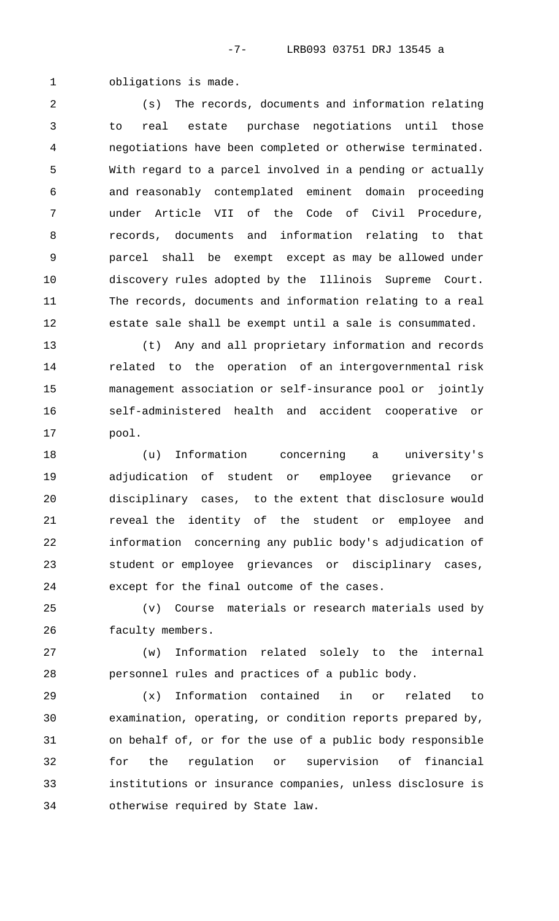obligations is made.

(s) The records, documents and information relating to real estate purchase negotiations until those negotiations have been completed or otherwise terminated. With regard to a parcel involved in a pending or actually and reasonably contemplated eminent domain proceeding under Article VII of the Code of Civil Procedure, records, documents and information relating to that parcel shall be exempt except as may be allowed under discovery rules adopted by the Illinois Supreme Court. The records, documents and information relating to a real estate sale shall be exempt until a sale is consummated.

(t) Any and all proprietary information and records related to the operation of an intergovernmental risk management association or self-insurance pool or jointly self-administered health and accident cooperative or pool.

(u) Information concerning a university's adjudication of student or employee grievance or disciplinary cases, to the extent that disclosure would reveal the identity of the student or employee and information concerning any public body's adjudication of student or employee grievances or disciplinary cases, except for the final outcome of the cases.

(v) Course materials or research materials used by faculty members.

(w) Information related solely to the internal personnel rules and practices of a public body.

(x) Information contained in or related to examination, operating, or condition reports prepared by, on behalf of, or for the use of a public body responsible for the regulation or supervision of financial institutions or insurance companies, unless disclosure is otherwise required by State law.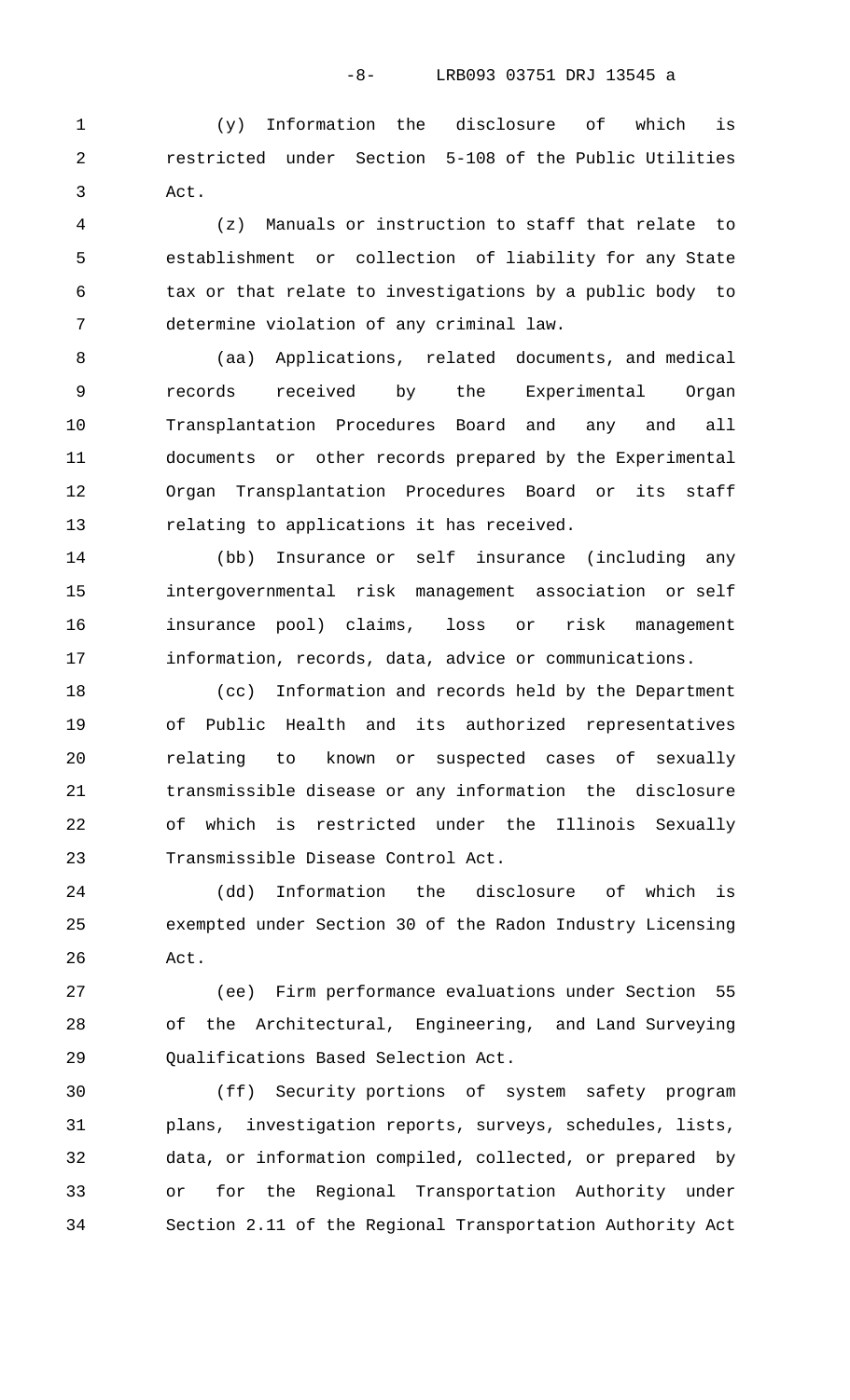(y) Information the disclosure of which is restricted under Section 5-108 of the Public Utilities Act.

(z) Manuals or instruction to staff that relate to establishment or collection of liability for any State tax or that relate to investigations by a public body to determine violation of any criminal law.

(aa) Applications, related documents, and medical records received by the Experimental Organ Transplantation Procedures Board and any and all documents or other records prepared by the Experimental Organ Transplantation Procedures Board or its staff relating to applications it has received.

(bb) Insurance or self insurance (including any intergovernmental risk management association or self insurance pool) claims, loss or risk management information, records, data, advice or communications.

(cc) Information and records held by the Department of Public Health and its authorized representatives relating to known or suspected cases of sexually transmissible disease or any information the disclosure of which is restricted under the Illinois Sexually Transmissible Disease Control Act.

(dd) Information the disclosure of which is exempted under Section 30 of the Radon Industry Licensing Act.

(ee) Firm performance evaluations under Section 55 of the Architectural, Engineering, and Land Surveying Qualifications Based Selection Act.

(ff) Security portions of system safety program plans, investigation reports, surveys, schedules, lists, data, or information compiled, collected, or prepared by or for the Regional Transportation Authority under Section 2.11 of the Regional Transportation Authority Act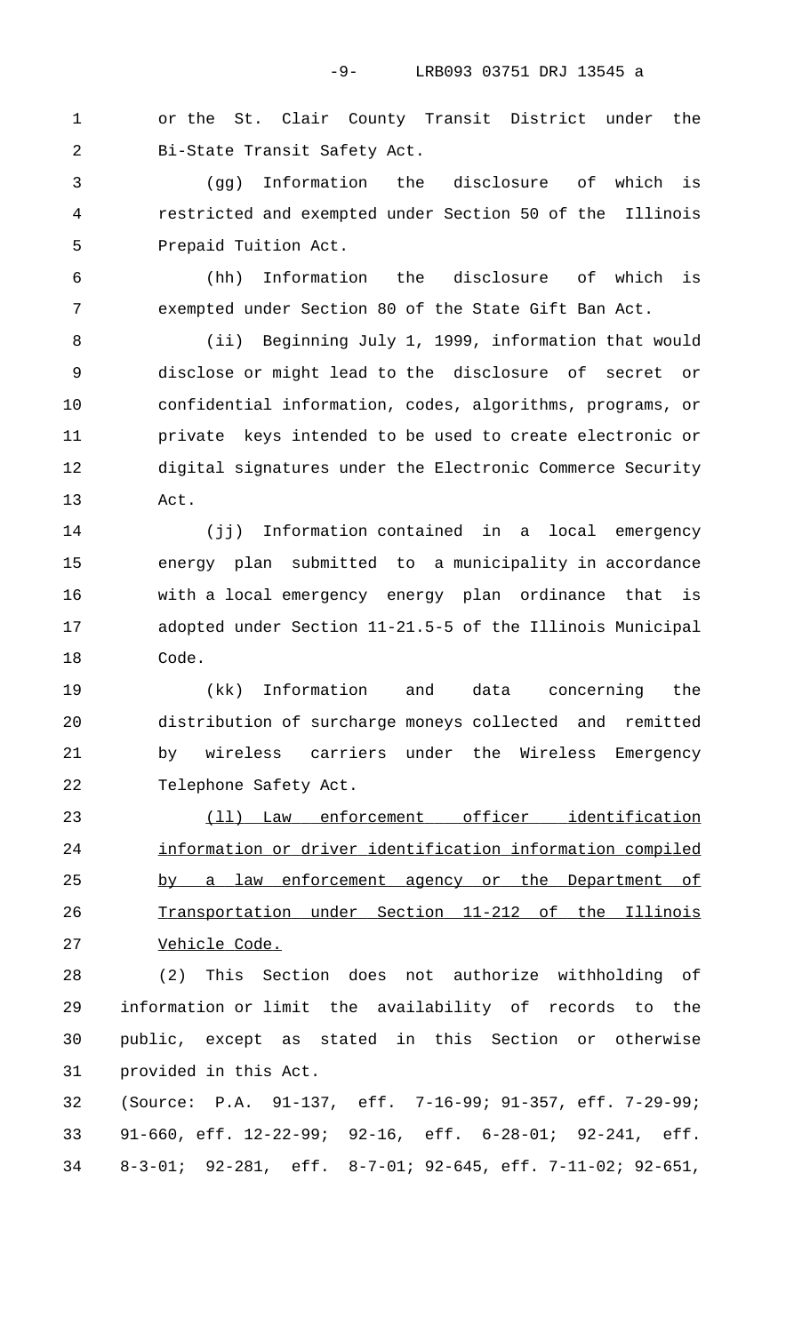or the St. Clair County Transit District under the Bi-State Transit Safety Act.

(gg) Information the disclosure of which is restricted and exempted under Section 50 of the Illinois Prepaid Tuition Act.

(hh) Information the disclosure of which is exempted under Section 80 of the State Gift Ban Act.

(ii) Beginning July 1, 1999, information that would disclose or might lead to the disclosure of secret or confidential information, codes, algorithms, programs, or private keys intended to be used to create electronic or digital signatures under the Electronic Commerce Security Act.

(jj) Information contained in a local emergency energy plan submitted to a municipality in accordance with a local emergency energy plan ordinance that is adopted under Section 11-21.5-5 of the Illinois Municipal Code.

(kk) Information and data concerning the distribution of surcharge moneys collected and remitted by wireless carriers under the Wireless Emergency Telephone Safety Act.

<u>(ll) Law enforcement officer identification information or driver identification information compiled by a law enforcement agency or the Department of Transportation under Section 11-212 of the Illinois Vehicle Code.</u>

(2) This Section does not authorize withholding of information or limit the availability of records to the public, except as stated in this Section or otherwise provided in this Act.

(Source: P.A. 91-137, eff. 7-16-99; 91-357, eff. 7-29-99; 91-660, eff. 12-22-99; 92-16, eff. 6-28-01; 92-241, eff. 8-3-01; 92-281, eff. 8-7-01; 92-645, eff. 7-11-02; 92-651,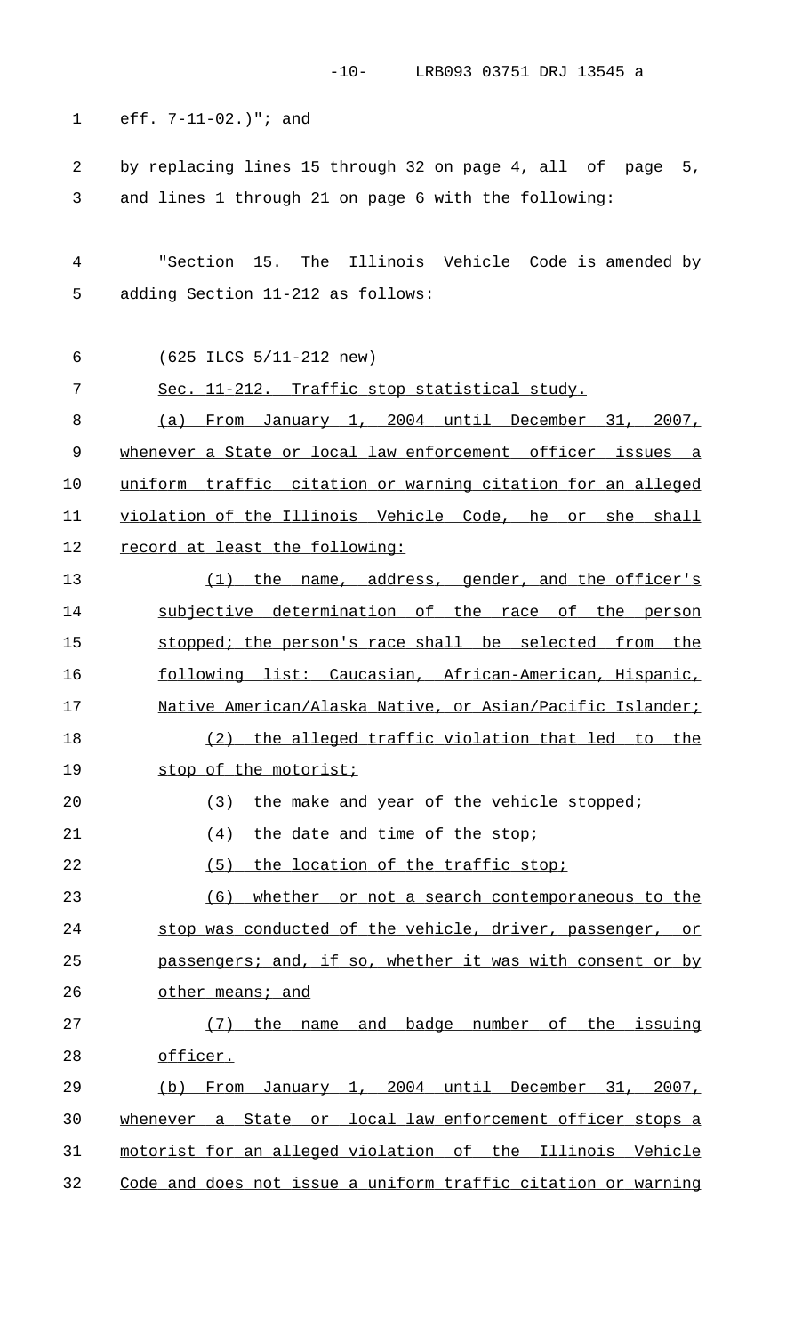eff. 7-11-02.)"; and

by replacing lines 15 through 32 on page 4, all of page 5, and lines 1 through 21 on page 6 with the following:

"Section 15. The Illinois Vehicle Code is amended by adding Section 11-212 as follows:

(625 ILCS 5/11-212 new)

Sec. 11-212. Traffic stop statistical study.

(a) From January 1, 2004 until December 31, 2007, whenever a State or local law enforcement officer issues a uniform traffic citation or warning citation for an alleged violation of the Illinois Vehicle Code, he or she shall record at least the following:

(1) the name, address, gender, and the officer's subjective determination of the race of the person stopped; the person's race shall be selected from the following list: Caucasian, African-American, Hispanic, Native American/Alaska Native, or Asian/Pacific Islander;

(2) the alleged traffic violation that led to the stop of the motorist;

(3) the make and year of the vehicle stopped;

(4) the date and time of the stop;

(5) the location of the traffic stop;

(6) whether or not a search contemporaneous to the stop was conducted of the vehicle, driver, passenger, or passengers; and, if so, whether it was with consent or by other means; and

(7) the name and badge number of the issuing officer.

(b) From January 1, 2004 until December 31, 2007, whenever a State or local law enforcement officer stops a motorist for an alleged violation of the Illinois Vehicle Code and does not issue a uniform traffic citation or warning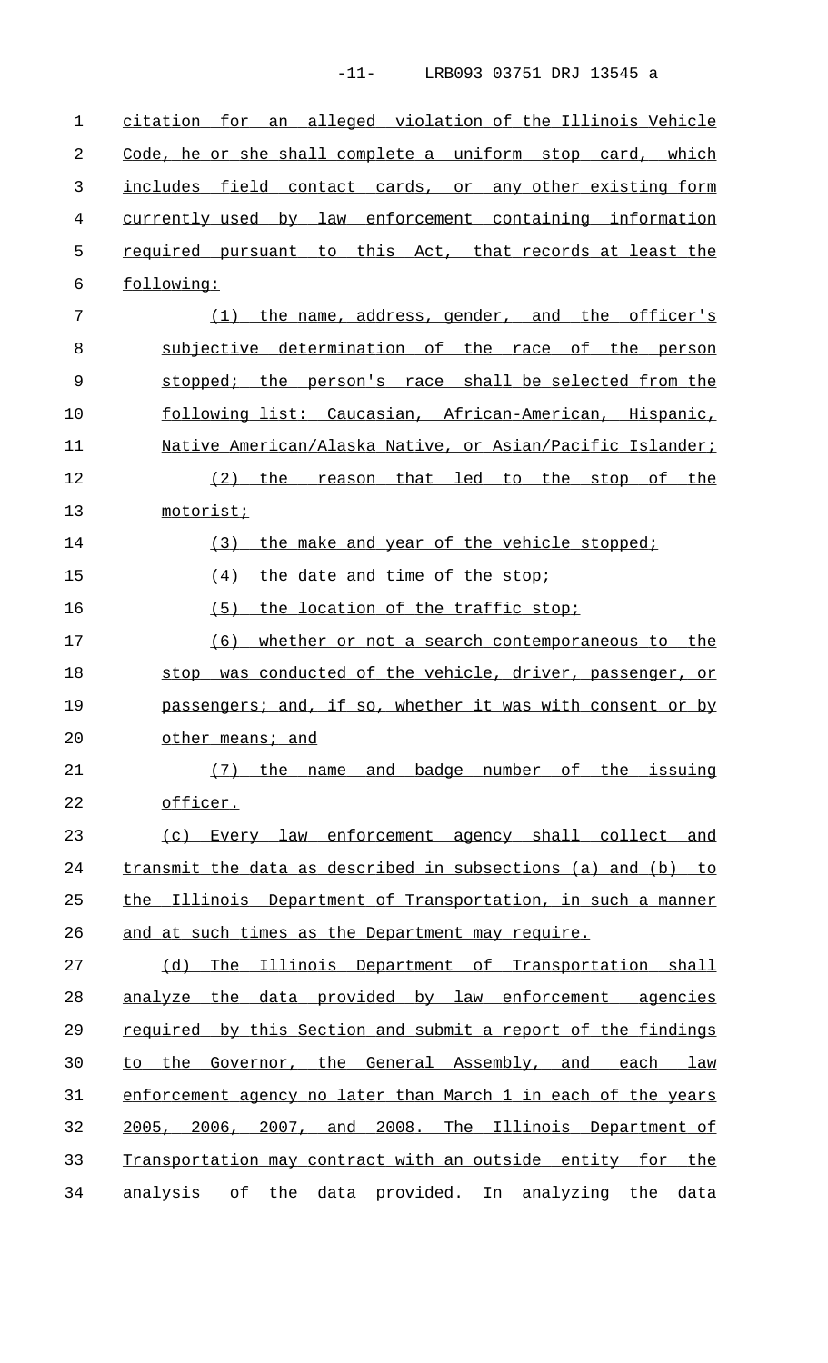citation for an alleged violation of the Illinois Vehicle Code, he or she shall complete a uniform stop card, which includes field contact cards, or any other existing form currently used by law enforcement containing information required pursuant to this Act, that records at least the following:

(1) the name, address, gender, and the officer's subjective determination of the race of the person stopped; the person's race shall be selected from the following list: Caucasian, African-American, Hispanic, Native American/Alaska Native, or Asian/Pacific Islander;

(2) the reason that led to the stop of the motorist;

(3) the make and year of the vehicle stopped;

(4) the date and time of the stop;

(5) the location of the traffic stop;

(6) whether or not a search contemporaneous to the stop was conducted of the vehicle, driver, passenger, or passengers; and, if so, whether it was with consent or by other means; and

(7) the name and badge number of the issuing officer.

(c) Every law enforcement agency shall collect and transmit the data as described in subsections (a) and (b) to the Illinois Department of Transportation, in such a manner and at such times as the Department may require.

(d) The Illinois Department of Transportation shall analyze the data provided by law enforcement agencies required by this Section and submit a report of the findings to the Governor, the General Assembly, and each law enforcement agency no later than March 1 in each of the years 2005, 2006, 2007, and 2008. The Illinois Department of Transportation may contract with an outside entity for the analysis of the data provided. In analyzing the data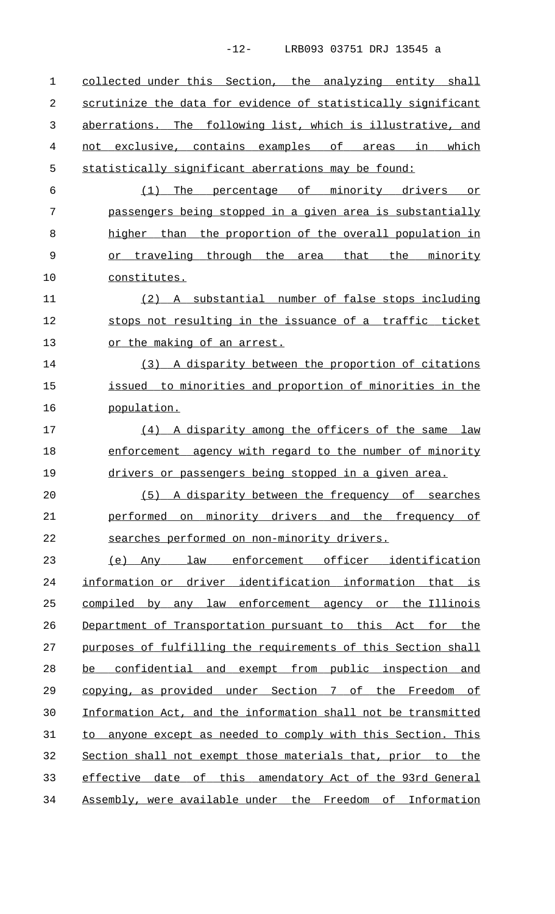collected under this Section, the analyzing entity shall scrutinize the data for evidence of statistically significant aberrations. The following list, which is illustrative, and not exclusive, contains examples of areas in which statistically significant aberrations may be found:

(1) The percentage of minority drivers or passengers being stopped in a given area is substantially higher than the proportion of the overall population in or traveling through the area that the minority constitutes.

(2) A substantial number of false stops including stops not resulting in the issuance of a traffic ticket or the making of an arrest.

(3) A disparity between the proportion of citations issued to minorities and proportion of minorities in the population.

(4) A disparity among the officers of the same law enforcement agency with regard to the number of minority drivers or passengers being stopped in a given area.

(5) A disparity between the frequency of searches performed on minority drivers and the frequency of searches performed on non-minority drivers.

(e) Any law enforcement officer identification information or driver identification information that is compiled by any law enforcement agency or the Illinois Department of Transportation pursuant to this Act for the purposes of fulfilling the requirements of this Section shall be confidential and exempt from public inspection and copying, as provided under Section 7 of the Freedom of Information Act, and the information shall not be transmitted to anyone except as needed to comply with this Section. This Section shall not exempt those materials that, prior to the effective date of this amendatory Act of the 93rd General Assembly, were available under the Freedom of Information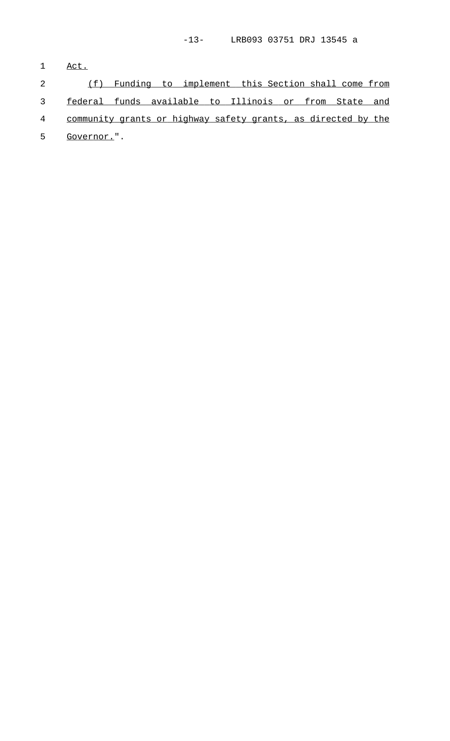Act.

(f) Funding to implement this Section shall come from federal funds available to Illinois or from State and community grants or highway safety grants, as directed by the Governor.".